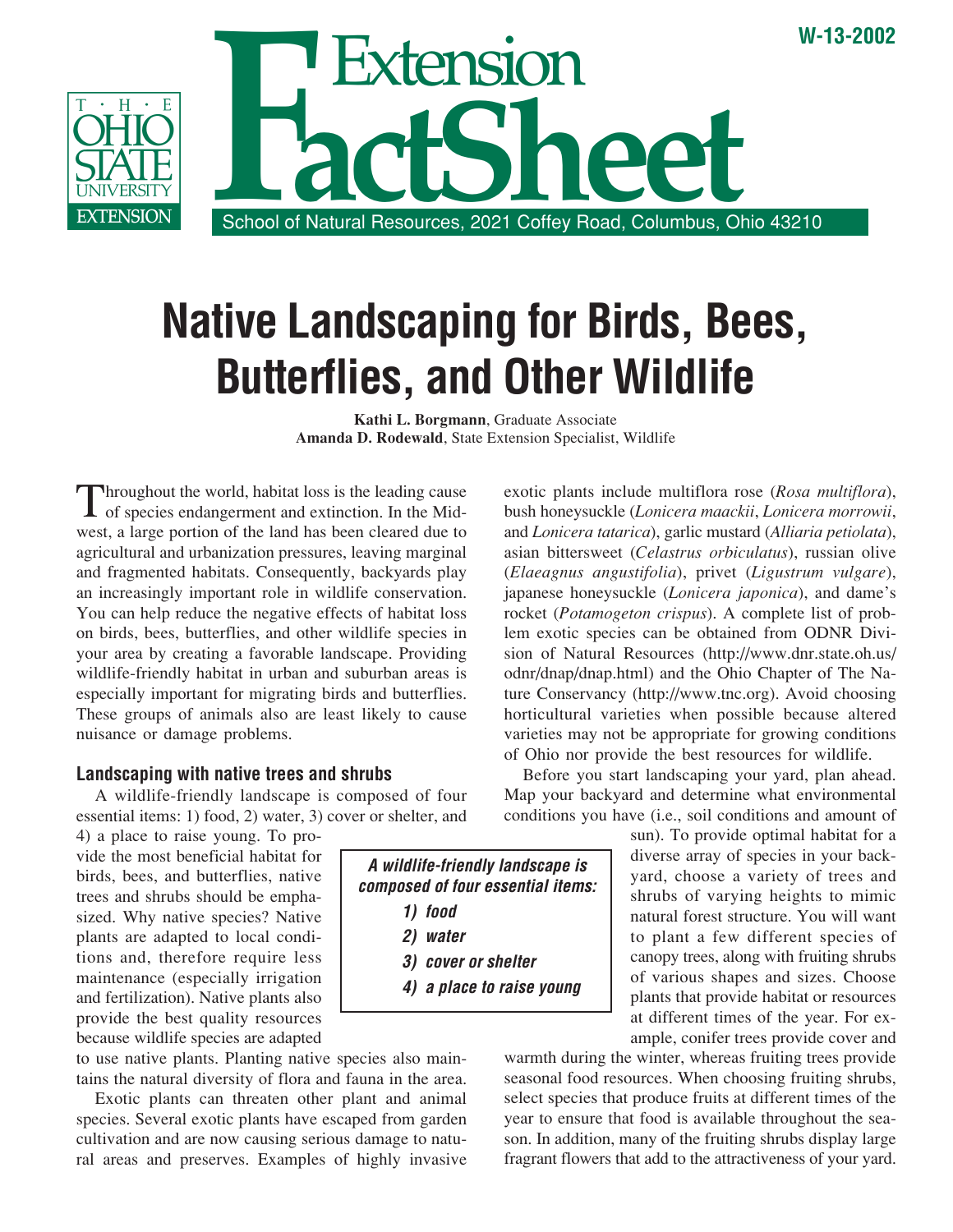W-13-2002

THE OHIO STATE UNIVERSITY EXTENSION

Extension FactSheet

School of Natural Resources, 2021 Coffey Road, Columbus, Ohio 43210

# Native Landscaping for Birds, Bees, Butterflies, and Other Wildlife

**Kathi L. Borgmann**, Graduate Associate
**Amanda D. Rodewald**, State Extension Specialist, Wildlife

Throughout the world, habitat loss is the leading cause of species endangerment and extinction. In the Midwest, a large portion of the land has been cleared due to agricultural and urbanization pressures, leaving marginal and fragmented habitats. Consequently, backyards play an increasingly important role in wildlife conservation. You can help reduce the negative effects of habitat loss on birds, bees, butterflies, and other wildlife species in your area by creating a favorable landscape. Providing wildlife-friendly habitat in urban and suburban areas is especially important for migrating birds and butterflies. These groups of animals also are least likely to cause nuisance or damage problems.

## Landscaping with native trees and shrubs

A wildlife-friendly landscape is composed of four essential items: 1) food, 2) water, 3) cover or shelter, and 4) a place to raise young. To provide the most beneficial habitat for birds, bees, and butterflies, native trees and shrubs should be emphasized. Why native species? Native plants are adapted to local conditions and, therefore require less maintenance (especially irrigation and fertilization). Native plants also provide the best quality resources because wildlife species are adapted to use native plants. Planting native species also maintains the natural diversity of flora and fauna in the area.

> ***A wildlife-friendly landscape is composed of four essential items:***
> ***1) food***
> ***2) water***
> ***3) cover or shelter***
> ***4) a place to raise young***

Exotic plants can threaten other plant and animal species. Several exotic plants have escaped from garden cultivation and are now causing serious damage to natural areas and preserves. Examples of highly invasive exotic plants include multiflora rose (*Rosa multiflora*), bush honeysuckle (*Lonicera maackii*, *Lonicera morrowii*, and *Lonicera tatarica*), garlic mustard (*Alliaria petiolata*), asian bittersweet (*Celastrus orbiculatus*), russian olive (*Elaeagnus angustifolia*), privet (*Ligustrum vulgare*), japanese honeysuckle (*Lonicera japonica*), and dame's rocket (*Potamogeton crispus*). A complete list of problem exotic species can be obtained from ODNR Division of Natural Resources (http://www.dnr.state.oh.us/odnr/dnap/dnap.html) and the Ohio Chapter of The Nature Conservancy (http://www.tnc.org). Avoid choosing horticultural varieties when possible because altered varieties may not be appropriate for growing conditions of Ohio nor provide the best resources for wildlife.

Before you start landscaping your yard, plan ahead. Map your backyard and determine what environmental conditions you have (i.e., soil conditions and amount of sun). To provide optimal habitat for a diverse array of species in your backyard, choose a variety of trees and shrubs of varying heights to mimic natural forest structure. You will want to plant a few different species of canopy trees, along with fruiting shrubs of various shapes and sizes. Choose plants that provide habitat or resources at different times of the year. For example, conifer trees provide cover and warmth during the winter, whereas fruiting trees provide seasonal food resources. When choosing fruiting shrubs, select species that produce fruits at different times of the year to ensure that food is available throughout the season. In addition, many of the fruiting shrubs display large fragrant flowers that add to the attractiveness of your yard.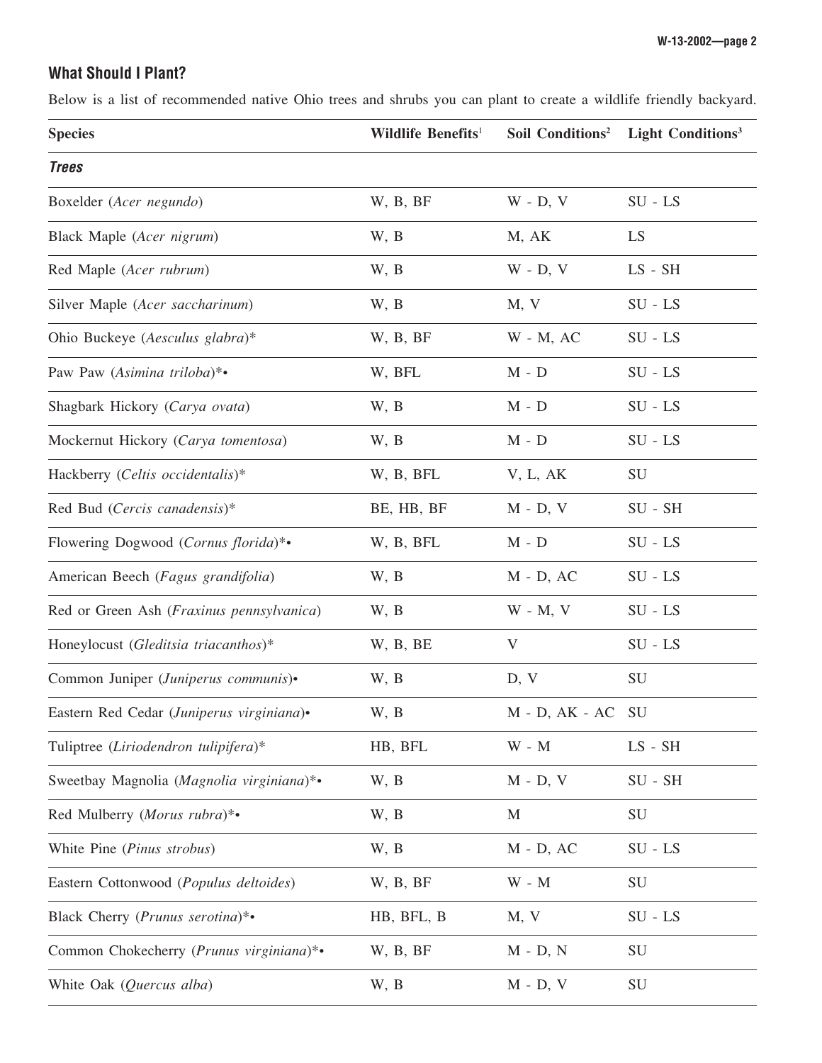## What Should I Plant?

Below is a list of recommended native Ohio trees and shrubs you can plant to create a wildlife friendly backyard.

| Species | Wildlife Benefits[1] | Soil Conditions[2] | Light Conditions[3] |
|---|---|---|---|
| ***Trees*** | | | |
| Boxelder (*Acer negundo*) | W, B, BF | W - D, V | SU - LS |
| Black Maple (*Acer nigrum*) | W, B | M, AK | LS |
| Red Maple (*Acer rubrum*) | W, B | W - D, V | LS - SH |
| Silver Maple (*Acer saccharinum*) | W, B | M, V | SU - LS |
| Ohio Buckeye (*Aesculus glabra*)* | W, B, BF | W - M, AC | SU - LS |
| Paw Paw (*Asimina triloba*)*• | W, BFL | M - D | SU - LS |
| Shagbark Hickory (*Carya ovata*) | W, B | M - D | SU - LS |
| Mockernut Hickory (*Carya tomentosa*) | W, B | M - D | SU - LS |
| Hackberry (*Celtis occidentalis*)* | W, B, BFL | V, L, AK | SU |
| Red Bud (*Cercis canadensis*)* | BE, HB, BF | M - D, V | SU - SH |
| Flowering Dogwood (*Cornus florida*)*• | W, B, BFL | M - D | SU - LS |
| American Beech (*Fagus grandifolia*) | W, B | M - D, AC | SU - LS |
| Red or Green Ash (*Fraxinus pennsylvanica*) | W, B | W - M, V | SU - LS |
| Honeylocust (*Gleditsia triacanthos*)* | W, B, BE | V | SU - LS |
| Common Juniper (*Juniperus communis*)• | W, B | D, V | SU |
| Eastern Red Cedar (*Juniperus virginiana*)• | W, B | M - D, AK - AC | SU |
| Tuliptree (*Liriodendron tulipifera*)* | HB, BFL | W - M | LS - SH |
| Sweetbay Magnolia (*Magnolia virginiana*)*• | W, B | M - D, V | SU - SH |
| Red Mulberry (*Morus rubra*)*• | W, B | M | SU |
| White Pine (*Pinus strobus*) | W, B | M - D, AC | SU - LS |
| Eastern Cottonwood (*Populus deltoides*) | W, B, BF | W - M | SU |
| Black Cherry (*Prunus serotina*)*• | HB, BFL, B | M, V | SU - LS |
| Common Chokecherry (*Prunus virginiana*)*• | W, B, BF | M - D, N | SU |
| White Oak (*Quercus alba*) | W, B | M - D, V | SU |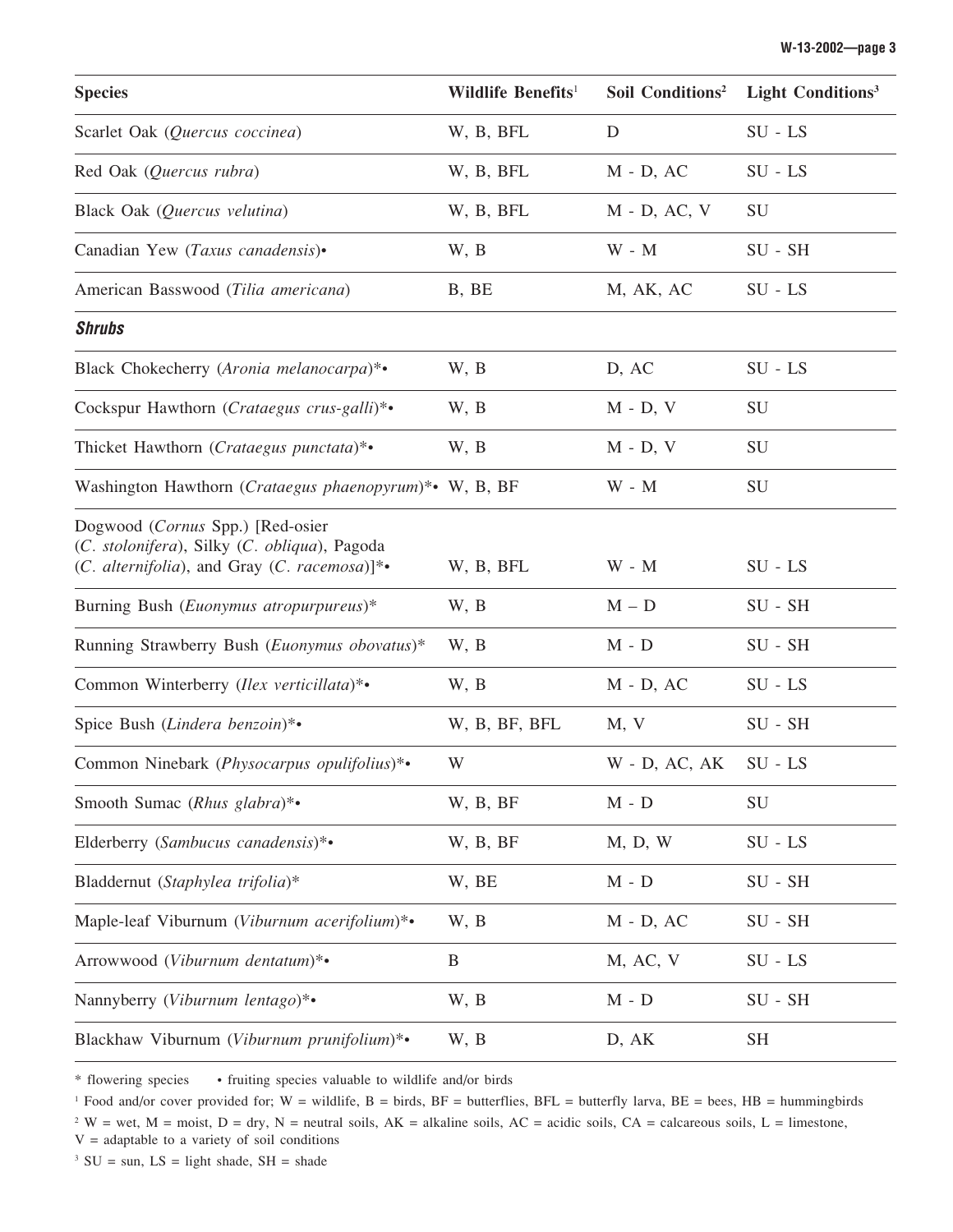| Species | Wildlife Benefits[1] | Soil Conditions[2] | Light Conditions[3] |
|---|---|---|---|
| Scarlet Oak (*Quercus coccinea*) | W, B, BFL | D | SU - LS |
| Red Oak (*Quercus rubra*) | W, B, BFL | M - D, AC | SU - LS |
| Black Oak (*Quercus velutina*) | W, B, BFL | M - D, AC, V | SU |
| Canadian Yew (*Taxus canadensis*)• | W, B | W - M | SU - SH |
| American Basswood (*Tilia americana*) | B, BE | M, AK, AC | SU - LS |
| ***Shrubs*** | | | |
| Black Chokecherry (*Aronia melanocarpa*)*• | W, B | D, AC | SU - LS |
| Cockspur Hawthorn (*Crataegus crus-galli*)*• | W, B | M - D, V | SU |
| Thicket Hawthorn (*Crataegus punctata*)*• | W, B | M - D, V | SU |
| Washington Hawthorn (*Crataegus phaenopyrum*)*• | W, B, BF | W - M | SU |
| Dogwood (*Cornus* Spp.) [Red-osier (*C. stolonifera*), Silky (*C. obliqua*), Pagoda (*C. alternifolia*), and Gray (*C. racemosa*)]*• | W, B, BFL | W - M | SU - LS |
| Burning Bush (*Euonymus atropurpureus*)* | W, B | M – D | SU - SH |
| Running Strawberry Bush (*Euonymus obovatus*)* | W, B | M - D | SU - SH |
| Common Winterberry (*Ilex verticillata*)*• | W, B | M - D, AC | SU - LS |
| Spice Bush (*Lindera benzoin*)*• | W, B, BF, BFL | M, V | SU - SH |
| Common Ninebark (*Physocarpus opulifolius*)*• | W | W - D, AC, AK | SU - LS |
| Smooth Sumac (*Rhus glabra*)*• | W, B, BF | M - D | SU |
| Elderberry (*Sambucus canadensis*)*• | W, B, BF | M, D, W | SU - LS |
| Bladdernut (*Staphylea trifolia*)* | W, BE | M - D | SU - SH |
| Maple-leaf Viburnum (*Viburnum acerifolium*)*• | W, B | M - D, AC | SU - SH |
| Arrowwood (*Viburnum dentatum*)*• | B | M, AC, V | SU - LS |
| Nannyberry (*Viburnum lentago*)*• | W, B | M - D | SU - SH |
| Blackhaw Viburnum (*Viburnum prunifolium*)*• | W, B | D, AK | SH |

* flowering species • fruiting species valuable to wildlife and/or birds

[1] Food and/or cover provided for; W = wildlife, B = birds, BF = butterflies, BFL = butterfly larva, BE = bees, HB = hummingbirds

[2] W = wet, M = moist, D = dry, N = neutral soils, AK = alkaline soils, AC = acidic soils, CA = calcareous soils, L = limestone, V = adaptable to a variety of soil conditions

[3] SU = sun, LS = light shade, SH = shade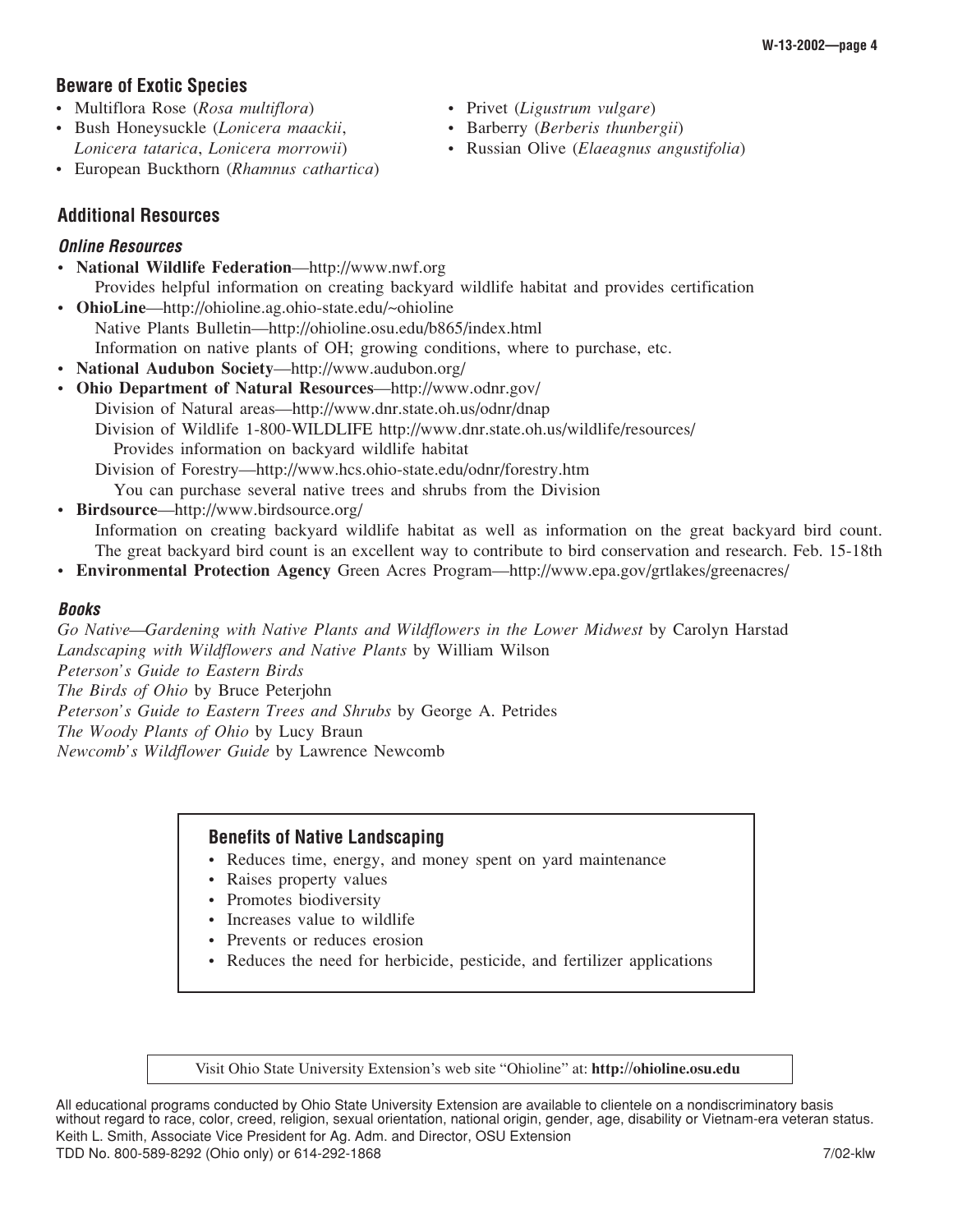## Beware of Exotic Species

- Multiflora Rose (*Rosa multiflora*)
- Bush Honeysuckle (*Lonicera maackii*, *Lonicera tatarica*, *Lonicera morrowii*)
- European Buckthorn (*Rhamnus cathartica*)
- Privet (*Ligustrum vulgare*)
- Barberry (*Berberis thunbergii*)
- Russian Olive (*Elaeagnus angustifolia*)

## Additional Resources

### *Online Resources*

- **National Wildlife Federation**—http://www.nwf.org
  Provides helpful information on creating backyard wildlife habitat and provides certification
- **OhioLine**—http://ohioline.ag.ohio-state.edu/~ohioline
  Native Plants Bulletin—http://ohioline.osu.edu/b865/index.html
  Information on native plants of OH; growing conditions, where to purchase, etc.
- **National Audubon Society**—http://www.audubon.org/
- **Ohio Department of Natural Resources**—http://www.odnr.gov/
  Division of Natural areas—http://www.dnr.state.oh.us/odnr/dnap
  Division of Wildlife 1-800-WILDLIFE http://www.dnr.state.oh.us/wildlife/resources/
  Provides information on backyard wildlife habitat
  Division of Forestry—http://www.hcs.ohio-state.edu/odnr/forestry.htm
  You can purchase several native trees and shrubs from the Division
- **Birdsource**—http://www.birdsource.org/
  Information on creating backyard wildlife habitat as well as information on the great backyard bird count. The great backyard bird count is an excellent way to contribute to bird conservation and research. Feb. 15-18th
- **Environmental Protection Agency** Green Acres Program—http://www.epa.gov/grtlakes/greenacres/

### *Books*

*Go Native—Gardening with Native Plants and Wildflowers in the Lower Midwest* by Carolyn Harstad
*Landscaping with Wildflowers and Native Plants* by William Wilson
*Peterson's Guide to Eastern Birds*
*The Birds of Ohio* by Bruce Peterjohn
*Peterson's Guide to Eastern Trees and Shrubs* by George A. Petrides
*The Woody Plants of Ohio* by Lucy Braun
*Newcomb's Wildflower Guide* by Lawrence Newcomb

### Benefits of Native Landscaping

- Reduces time, energy, and money spent on yard maintenance
- Raises property values
- Promotes biodiversity
- Increases value to wildlife
- Prevents or reduces erosion
- Reduces the need for herbicide, pesticide, and fertilizer applications

Visit Ohio State University Extension's web site "Ohioline" at: **http://ohioline.osu.edu**

All educational programs conducted by Ohio State University Extension are available to clientele on a nondiscriminatory basis without regard to race, color, creed, religion, sexual orientation, national origin, gender, age, disability or Vietnam-era veteran status.
Keith L. Smith, Associate Vice President for Ag. Adm. and Director, OSU Extension
TDD No. 800-589-8292 (Ohio only) or 614-292-1868

7/02-klw